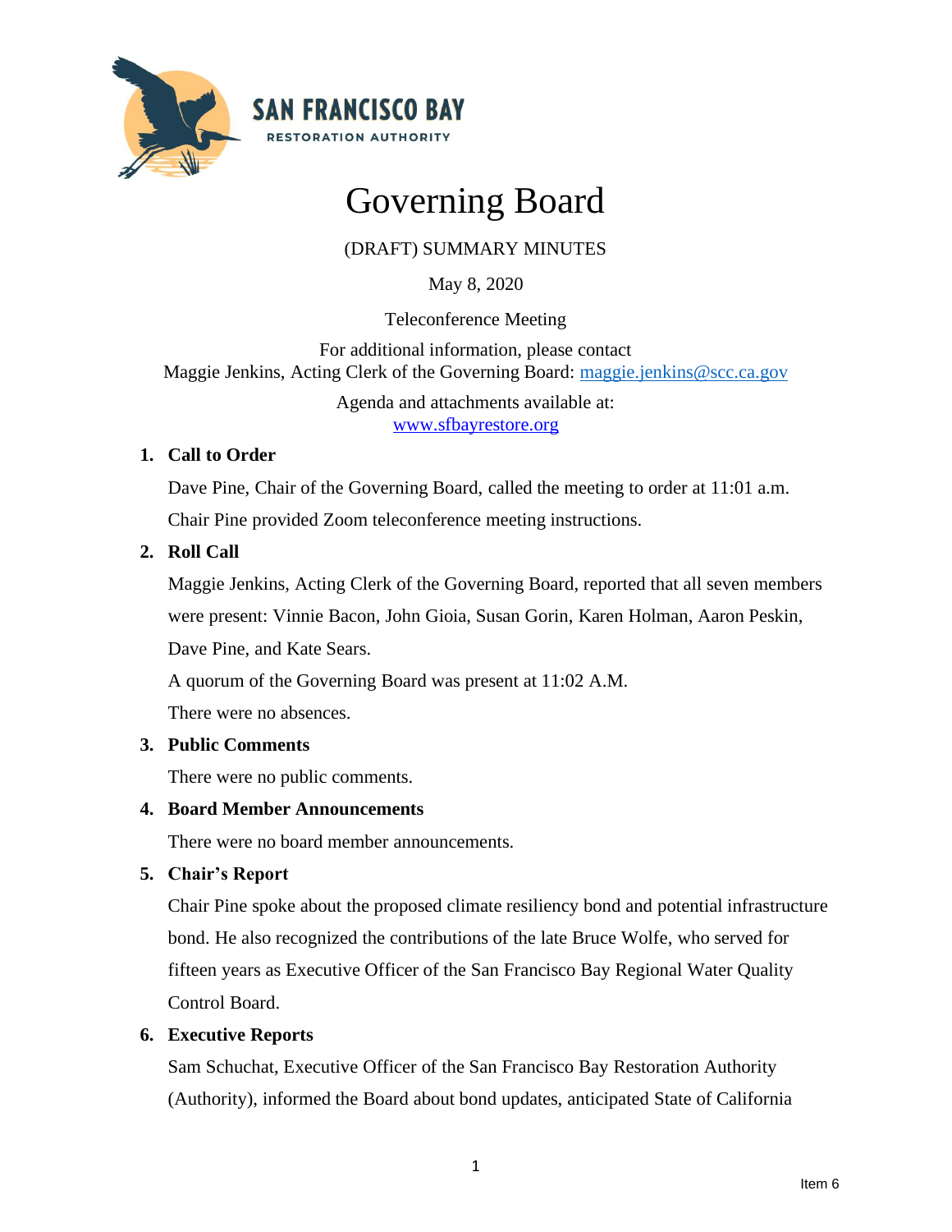SAN FRANCISCO BAY
RESTORATION AUTHORITY

# Governing Board

(DRAFT) SUMMARY MINUTES

May 8, 2020

Teleconference Meeting

For additional information, please contact
Maggie Jenkins, Acting Clerk of the Governing Board: maggie.jenkins@scc.ca.gov

Agenda and attachments available at:
www.sfbayrestore.org

**1. Call to Order**

Dave Pine, Chair of the Governing Board, called the meeting to order at 11:01 a.m.

Chair Pine provided Zoom teleconference meeting instructions.

**2. Roll Call**

Maggie Jenkins, Acting Clerk of the Governing Board, reported that all seven members were present: Vinnie Bacon, John Gioia, Susan Gorin, Karen Holman, Aaron Peskin, Dave Pine, and Kate Sears.

A quorum of the Governing Board was present at 11:02 A.M.

There were no absences.

**3. Public Comments**

There were no public comments.

**4. Board Member Announcements**

There were no board member announcements.

**5. Chair's Report**

Chair Pine spoke about the proposed climate resiliency bond and potential infrastructure bond. He also recognized the contributions of the late Bruce Wolfe, who served for fifteen years as Executive Officer of the San Francisco Bay Regional Water Quality Control Board.

**6. Executive Reports**

Sam Schuchat, Executive Officer of the San Francisco Bay Restoration Authority (Authority), informed the Board about bond updates, anticipated State of California

Item 6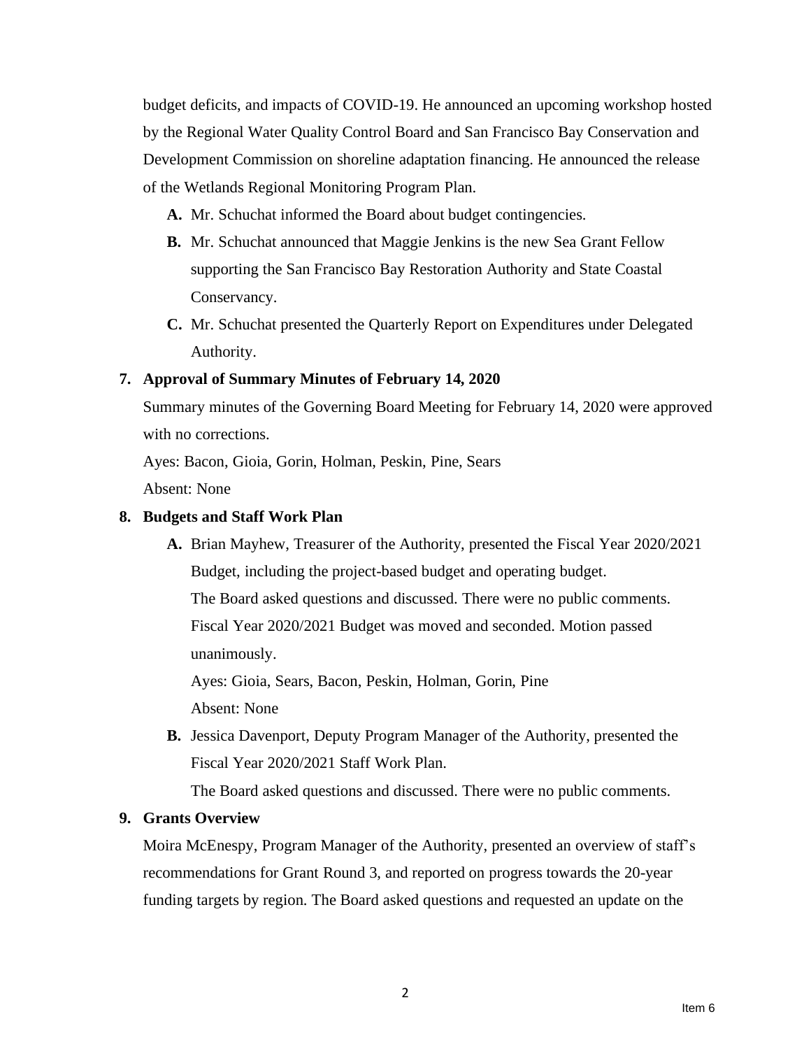budget deficits, and impacts of COVID-19. He announced an upcoming workshop hosted by the Regional Water Quality Control Board and San Francisco Bay Conservation and Development Commission on shoreline adaptation financing. He announced the release of the Wetlands Regional Monitoring Program Plan.

- **A.** Mr. Schuchat informed the Board about budget contingencies.
- **B.** Mr. Schuchat announced that Maggie Jenkins is the new Sea Grant Fellow supporting the San Francisco Bay Restoration Authority and State Coastal Conservancy.
- **C.** Mr. Schuchat presented the Quarterly Report on Expenditures under Delegated Authority.

**7. Approval of Summary Minutes of February 14, 2020**

Summary minutes of the Governing Board Meeting for February 14, 2020 were approved with no corrections.

Ayes: Bacon, Gioia, Gorin, Holman, Peskin, Pine, Sears

Absent: None

**8. Budgets and Staff Work Plan**

- **A.** Brian Mayhew, Treasurer of the Authority, presented the Fiscal Year 2020/2021 Budget, including the project-based budget and operating budget.

  The Board asked questions and discussed. There were no public comments.

  Fiscal Year 2020/2021 Budget was moved and seconded. Motion passed unanimously.

  Ayes: Gioia, Sears, Bacon, Peskin, Holman, Gorin, Pine

  Absent: None

- **B.** Jessica Davenport, Deputy Program Manager of the Authority, presented the Fiscal Year 2020/2021 Staff Work Plan.

  The Board asked questions and discussed. There were no public comments.

**9. Grants Overview**

Moira McEnespy, Program Manager of the Authority, presented an overview of staff's recommendations for Grant Round 3, and reported on progress towards the 20-year funding targets by region. The Board asked questions and requested an update on the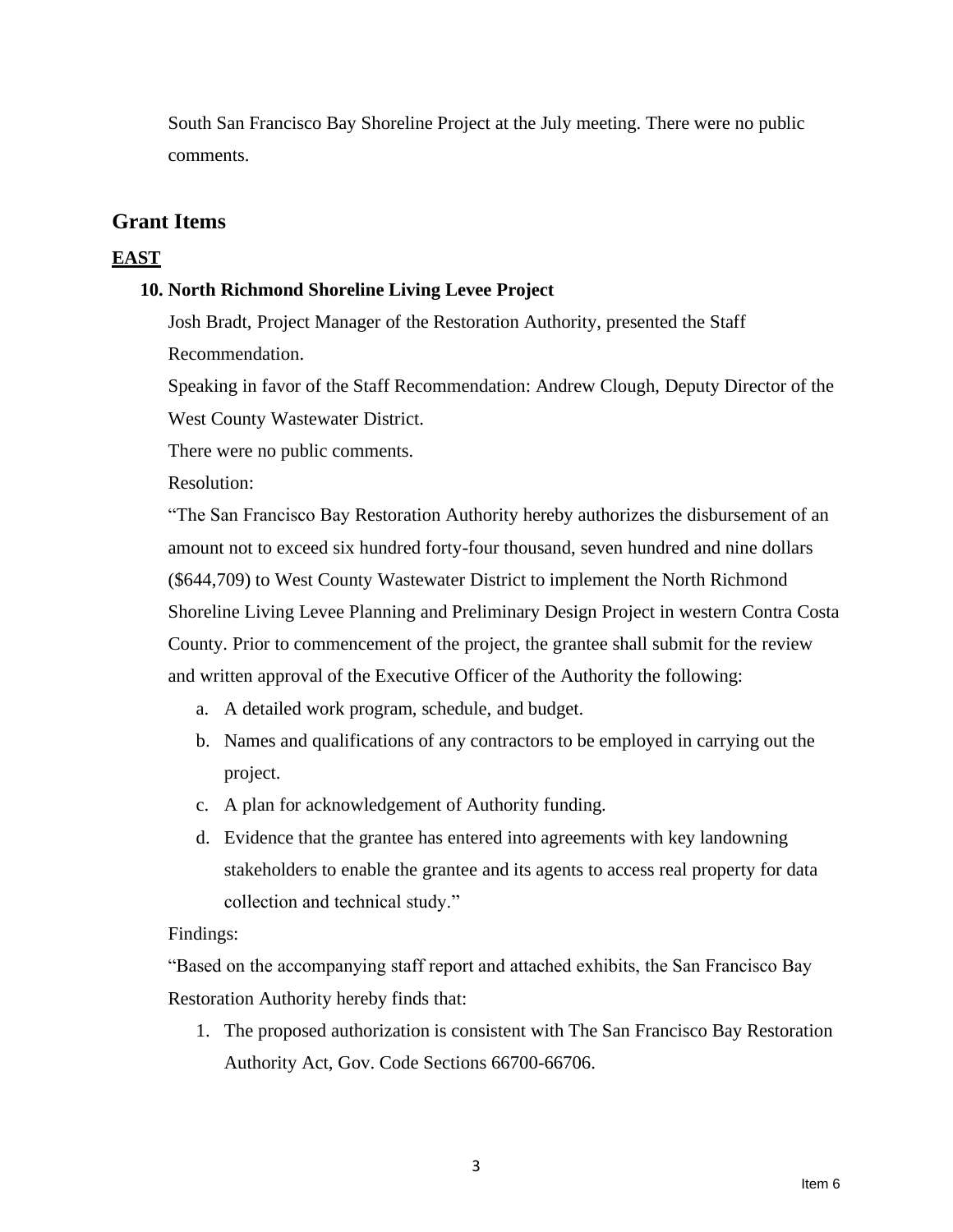South San Francisco Bay Shoreline Project at the July meeting. There were no public comments.

## Grant Items

### EAST

**10. North Richmond Shoreline Living Levee Project**

Josh Bradt, Project Manager of the Restoration Authority, presented the Staff Recommendation.

Speaking in favor of the Staff Recommendation: Andrew Clough, Deputy Director of the West County Wastewater District.

There were no public comments.

Resolution:

"The San Francisco Bay Restoration Authority hereby authorizes the disbursement of an amount not to exceed six hundred forty-four thousand, seven hundred and nine dollars ($644,709) to West County Wastewater District to implement the North Richmond Shoreline Living Levee Planning and Preliminary Design Project in western Contra Costa County. Prior to commencement of the project, the grantee shall submit for the review and written approval of the Executive Officer of the Authority the following:

a. A detailed work program, schedule, and budget.
b. Names and qualifications of any contractors to be employed in carrying out the project.
c. A plan for acknowledgement of Authority funding.
d. Evidence that the grantee has entered into agreements with key landowning stakeholders to enable the grantee and its agents to access real property for data collection and technical study."

Findings:

"Based on the accompanying staff report and attached exhibits, the San Francisco Bay Restoration Authority hereby finds that:

1. The proposed authorization is consistent with The San Francisco Bay Restoration Authority Act, Gov. Code Sections 66700-66706.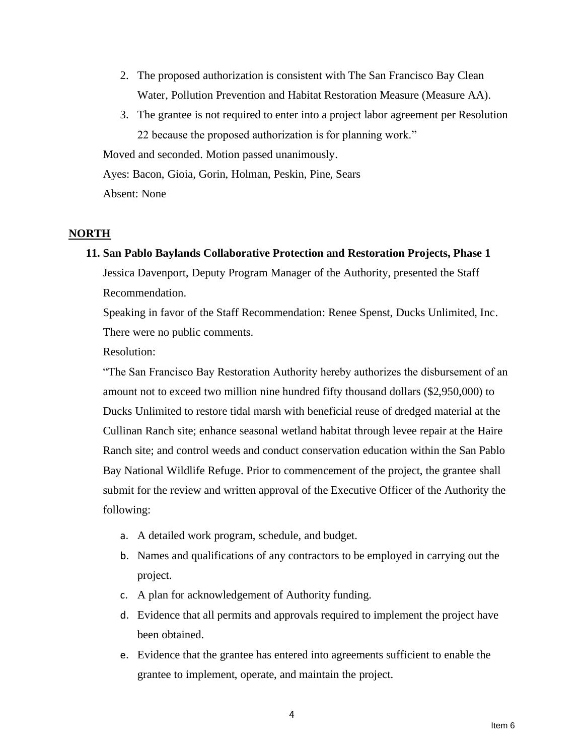2. The proposed authorization is consistent with The San Francisco Bay Clean Water, Pollution Prevention and Habitat Restoration Measure (Measure AA).
3. The grantee is not required to enter into a project labor agreement per Resolution 22 because the proposed authorization is for planning work."

Moved and seconded. Motion passed unanimously.

Ayes: Bacon, Gioia, Gorin, Holman, Peskin, Pine, Sears

Absent: None

## NORTH

**11. San Pablo Baylands Collaborative Protection and Restoration Projects, Phase 1**

Jessica Davenport, Deputy Program Manager of the Authority, presented the Staff Recommendation.

Speaking in favor of the Staff Recommendation: Renee Spenst, Ducks Unlimited, Inc.

There were no public comments.

Resolution:

"The San Francisco Bay Restoration Authority hereby authorizes the disbursement of an amount not to exceed two million nine hundred fifty thousand dollars ($2,950,000) to Ducks Unlimited to restore tidal marsh with beneficial reuse of dredged material at the Cullinan Ranch site; enhance seasonal wetland habitat through levee repair at the Haire Ranch site; and control weeds and conduct conservation education within the San Pablo Bay National Wildlife Refuge. Prior to commencement of the project, the grantee shall submit for the review and written approval of the Executive Officer of the Authority the following:

a. A detailed work program, schedule, and budget.
b. Names and qualifications of any contractors to be employed in carrying out the project.
c. A plan for acknowledgement of Authority funding.
d. Evidence that all permits and approvals required to implement the project have been obtained.
e. Evidence that the grantee has entered into agreements sufficient to enable the grantee to implement, operate, and maintain the project.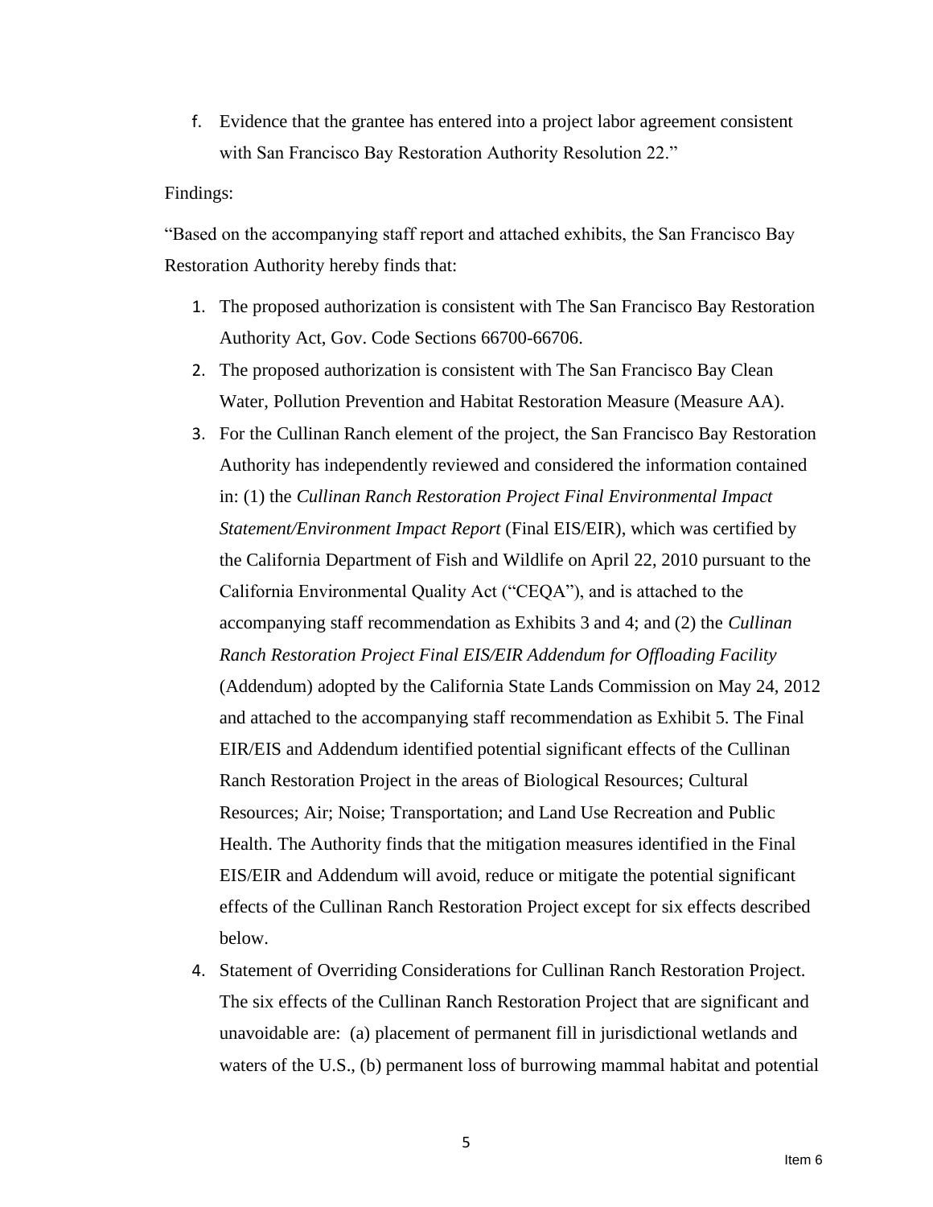f. Evidence that the grantee has entered into a project labor agreement consistent with San Francisco Bay Restoration Authority Resolution 22."

Findings:

"Based on the accompanying staff report and attached exhibits, the San Francisco Bay Restoration Authority hereby finds that:

1. The proposed authorization is consistent with The San Francisco Bay Restoration Authority Act, Gov. Code Sections 66700-66706.
2. The proposed authorization is consistent with The San Francisco Bay Clean Water, Pollution Prevention and Habitat Restoration Measure (Measure AA).
3. For the Cullinan Ranch element of the project, the San Francisco Bay Restoration Authority has independently reviewed and considered the information contained in: (1) the *Cullinan Ranch Restoration Project Final Environmental Impact Statement/Environment Impact Report* (Final EIS/EIR), which was certified by the California Department of Fish and Wildlife on April 22, 2010 pursuant to the California Environmental Quality Act ("CEQA"), and is attached to the accompanying staff recommendation as Exhibits 3 and 4; and (2) the *Cullinan Ranch Restoration Project Final EIS/EIR Addendum for Offloading Facility* (Addendum) adopted by the California State Lands Commission on May 24, 2012 and attached to the accompanying staff recommendation as Exhibit 5. The Final EIR/EIS and Addendum identified potential significant effects of the Cullinan Ranch Restoration Project in the areas of Biological Resources; Cultural Resources; Air; Noise; Transportation; and Land Use Recreation and Public Health. The Authority finds that the mitigation measures identified in the Final EIS/EIR and Addendum will avoid, reduce or mitigate the potential significant effects of the Cullinan Ranch Restoration Project except for six effects described below.
4. Statement of Overriding Considerations for Cullinan Ranch Restoration Project. The six effects of the Cullinan Ranch Restoration Project that are significant and unavoidable are: (a) placement of permanent fill in jurisdictional wetlands and waters of the U.S., (b) permanent loss of burrowing mammal habitat and potential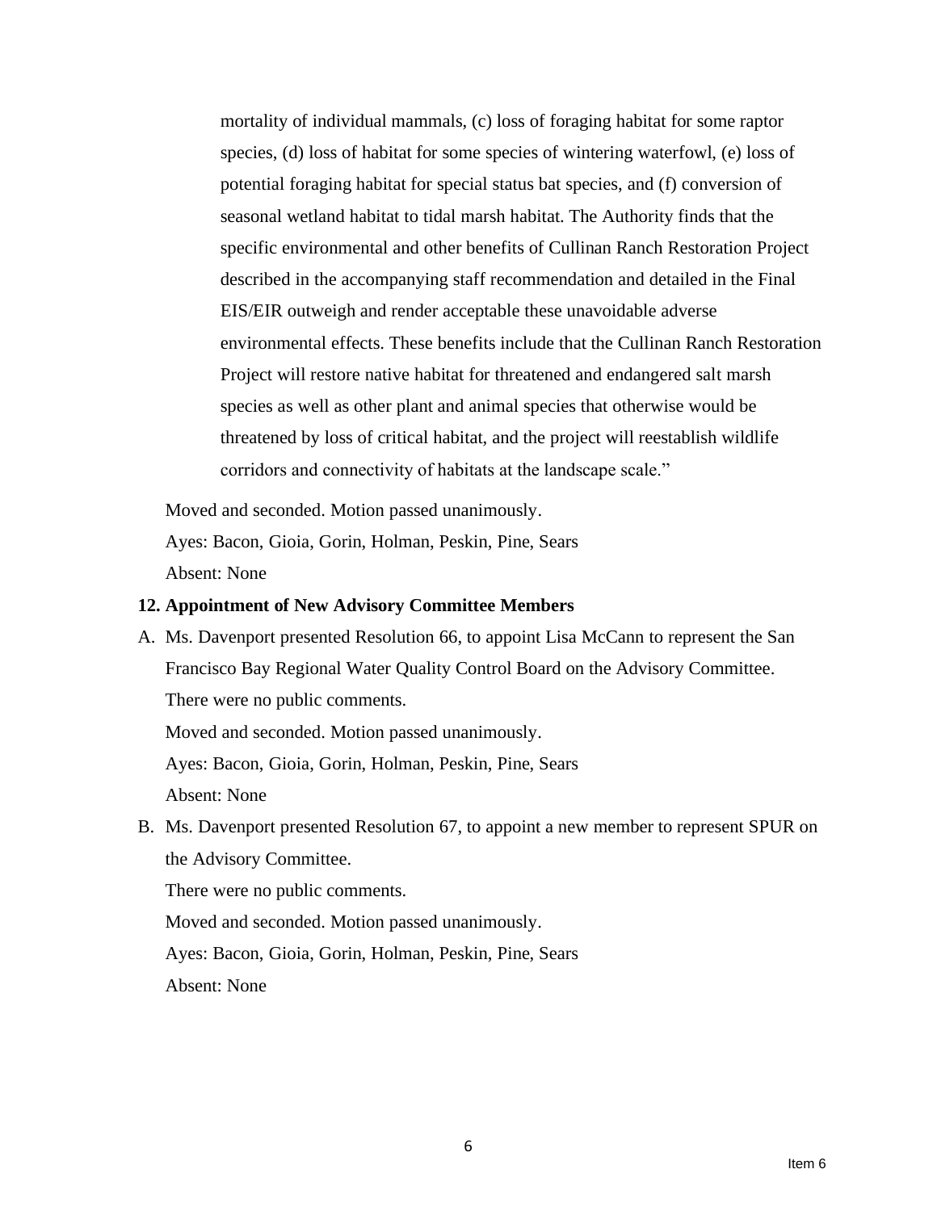mortality of individual mammals, (c) loss of foraging habitat for some raptor species, (d) loss of habitat for some species of wintering waterfowl, (e) loss of potential foraging habitat for special status bat species, and (f) conversion of seasonal wetland habitat to tidal marsh habitat. The Authority finds that the specific environmental and other benefits of Cullinan Ranch Restoration Project described in the accompanying staff recommendation and detailed in the Final EIS/EIR outweigh and render acceptable these unavoidable adverse environmental effects. These benefits include that the Cullinan Ranch Restoration Project will restore native habitat for threatened and endangered salt marsh species as well as other plant and animal species that otherwise would be threatened by loss of critical habitat, and the project will reestablish wildlife corridors and connectivity of habitats at the landscape scale."

Moved and seconded. Motion passed unanimously.

Ayes: Bacon, Gioia, Gorin, Holman, Peskin, Pine, Sears

Absent: None

**12. Appointment of New Advisory Committee Members**

A. Ms. Davenport presented Resolution 66, to appoint Lisa McCann to represent the San Francisco Bay Regional Water Quality Control Board on the Advisory Committee.

   There were no public comments.

   Moved and seconded. Motion passed unanimously.

   Ayes: Bacon, Gioia, Gorin, Holman, Peskin, Pine, Sears

   Absent: None

B. Ms. Davenport presented Resolution 67, to appoint a new member to represent SPUR on the Advisory Committee.

   There were no public comments.

   Moved and seconded. Motion passed unanimously.

   Ayes: Bacon, Gioia, Gorin, Holman, Peskin, Pine, Sears

   Absent: None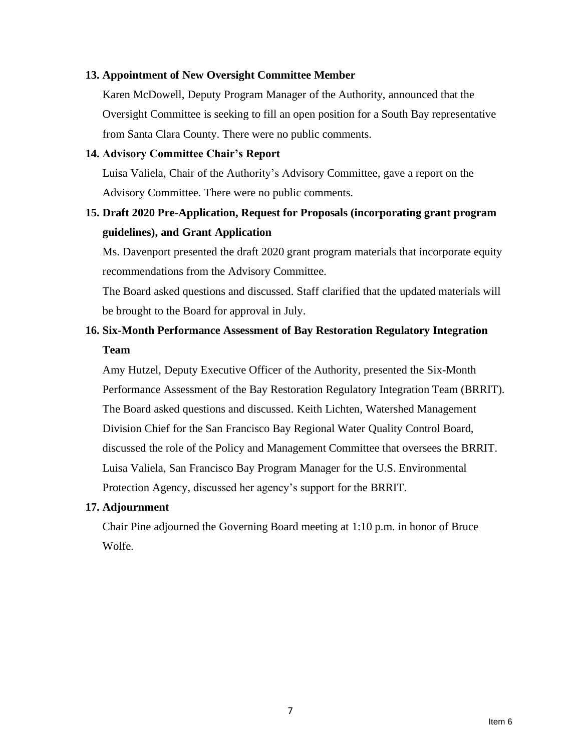**13. Appointment of New Oversight Committee Member**

Karen McDowell, Deputy Program Manager of the Authority, announced that the Oversight Committee is seeking to fill an open position for a South Bay representative from Santa Clara County. There were no public comments.

**14. Advisory Committee Chair's Report**

Luisa Valiela, Chair of the Authority's Advisory Committee, gave a report on the Advisory Committee. There were no public comments.

**15. Draft 2020 Pre-Application, Request for Proposals (incorporating grant program guidelines), and Grant Application**

Ms. Davenport presented the draft 2020 grant program materials that incorporate equity recommendations from the Advisory Committee.

The Board asked questions and discussed. Staff clarified that the updated materials will be brought to the Board for approval in July.

**16. Six-Month Performance Assessment of Bay Restoration Regulatory Integration Team**

Amy Hutzel, Deputy Executive Officer of the Authority, presented the Six-Month Performance Assessment of the Bay Restoration Regulatory Integration Team (BRRIT). The Board asked questions and discussed. Keith Lichten, Watershed Management Division Chief for the San Francisco Bay Regional Water Quality Control Board, discussed the role of the Policy and Management Committee that oversees the BRRIT. Luisa Valiela, San Francisco Bay Program Manager for the U.S. Environmental Protection Agency, discussed her agency's support for the BRRIT.

**17. Adjournment**

Chair Pine adjourned the Governing Board meeting at 1:10 p.m. in honor of Bruce Wolfe.